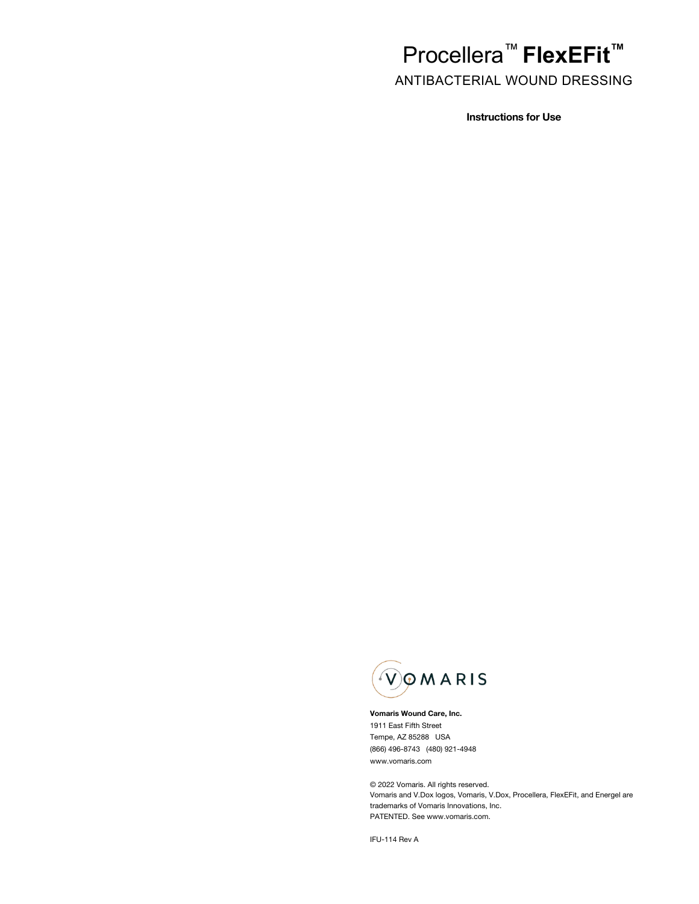# Procellera™ **FlexEFit™**

## ANTIBACTERIAL WOUND DESSING

**Instructions for Use**

VOMARIS

**Vomaris Wound Care, Inc.**
1911 East Fifth Street
Tempe, AZ 85288 USA
(866) 496-8743 (480) 921-4948
www.vomaris.com

© 2022 Vomaris. All rights reserved.
Vomaris and V.Dox logos, Vomaris, V.Dox, Procellera, FlexEFit, and Energel are trademarks of Vomaris Innovations, Inc.
PATENTED. See www.vomaris.com.

IFU-114 Rev A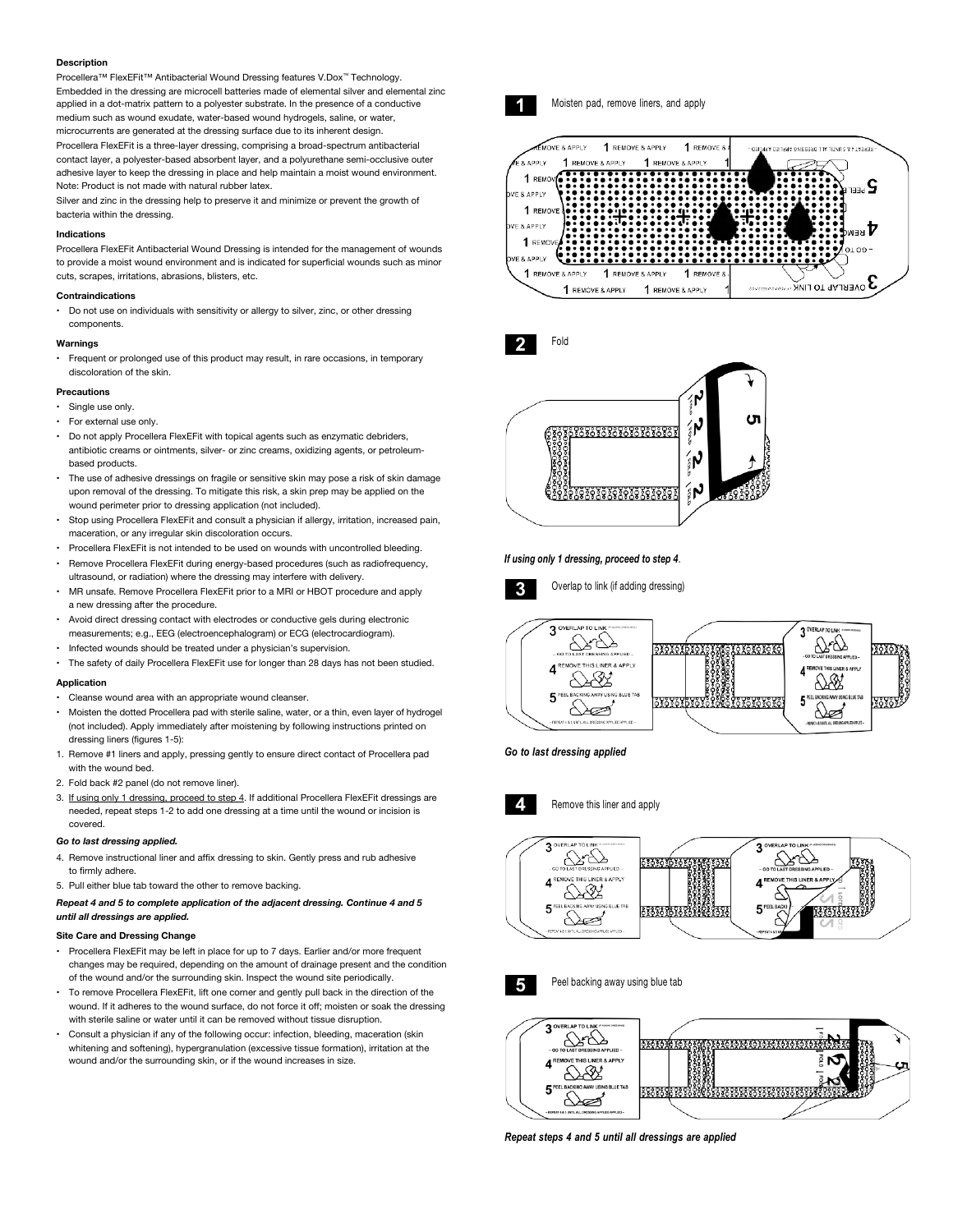### Description

Procellera™ FlexEFit™ Antibacterial Wound Dressing features V.Dox™ Technology. Embedded in the dressing are microcell batteries made of elemental silver and elemental zinc applied in a dot-matrix pattern to a polyester substrate. In the presence of a conductive medium such as wound exudate, water-based wound hydrogels, saline, or water, microcurrents are generated at the dressing surface due to its inherent design.

Procellera FlexEFit is a three-layer dressing, comprising a broad-spectrum antibacterial contact layer, a polyester-based absorbent layer, and a polyurethane semi-occlusive outer adhesive layer to keep the dressing in place and help maintain a moist wound environment. Note: Product is not made with natural rubber latex.

Silver and zinc in the dressing help to preserve it and minimize or prevent the growth of bacteria within the dressing.

### Indications

Procellera FlexEFit Antibacterial Wound Dressing is intended for the management of wounds to provide a moist wound environment and is indicated for superficial wounds such as minor cuts, scrapes, irritations, abrasions, blisters, etc.

### Contraindications

- Do not use on individuals with sensitivity or allergy to silver, zinc, or other dressing components.

### Warnings

- Frequent or prolonged use of this product may result, in rare occasions, in temporary discoloration of the skin.

### Precautions

- Single use only.
- For external use only.
- Do not apply Procellera FlexEFit with topical agents such as enzymatic debriders, antibiotic creams or ointments, silver- or zinc creams, oxidizing agents, or petroleum-based products.
- The use of adhesive dressings on fragile or sensitive skin may pose a risk of skin damage upon removal of the dressing. To mitigate this risk, a skin prep may be applied on the wound perimeter prior to dressing application (not included).
- Stop using Procellera FlexEFit and consult a physician if allergy, irritation, increased pain, maceration, or any irregular skin discoloration occurs.
- Procellera FlexEFit is not intended to be used on wounds with uncontrolled bleeding.
- Remove Procellera FlexEFit during energy-based procedures (such as radiofrequency, ultrasound, or radiation) where the dressing may interfere with delivery.
- MR unsafe. Remove Procellera FlexEFit prior to a MRI or HBOT procedure and apply a new dressing after the procedure.
- Avoid direct dressing contact with electrodes or conductive gels during electronic measurements; e.g., EEG (electroencephalogram) or ECG (electrocardiogram).
- Infected wounds should be treated under a physician's supervision.
- The safety of daily Procellera FlexEFit use for longer than 28 days has not been studied.

### Application

- Cleanse wound area with an appropriate wound cleanser.
- Moisten the dotted Procellera pad with sterile saline, water, or a thin, even layer of hydrogel (not included). Apply immediately after moistening by following instructions printed on dressing liners (figures 1-5):

1. Remove #1 liners and apply, pressing gently to ensure direct contact of Procellera pad with the wound bed.
2. Fold back #2 panel (do not remove liner).
3. If using only 1 dressing, proceed to step 4. If additional Procellera FlexEFit dressings are needed, repeat steps 1-2 to add one dressing at a time until the wound or incision is covered.

***Go to last dressing applied.***

4. Remove instructional liner and affix dressing to skin. Gently press and rub adhesive to firmly adhere.
5. Pull either blue tab toward the other to remove backing.

***Repeat 4 and 5 to complete application of the adjacent dressing. Continue 4 and 5 until all dressings are applied.***

### Site Care and Dressing Change

- Procellera FlexEFit may be left in place for up to 7 days. Earlier and/or more frequent changes may be required, depending on the amount of drainage present and the condition of the wound and/or the surrounding skin. Inspect the wound site periodically.
- To remove Procellera FlexEFit, lift one corner and gently pull back in the direction of the wound. If it adheres to the wound surface, do not force it off; moisten or soak the dressing with sterile saline or water until it can be removed without tissue disruption.
- Consult a physician if any of the following occur: infection, bleeding, maceration (skin whitening and softening), hypergranulation (excessive tissue formation), irritation at the wound and/or the surrounding skin, or if the wound increases in size.

**1** Moisten pad, remove liners, and apply

**2** Fold

***If using only 1 dressing, proceed to step 4.***

**3** Overlap to link (if adding dressing)

***Go to last dressing applied***

**4** Remove this liner and apply

**5** Peel backing away using blue tab

***Repeat steps 4 and 5 until all dressings are applied***